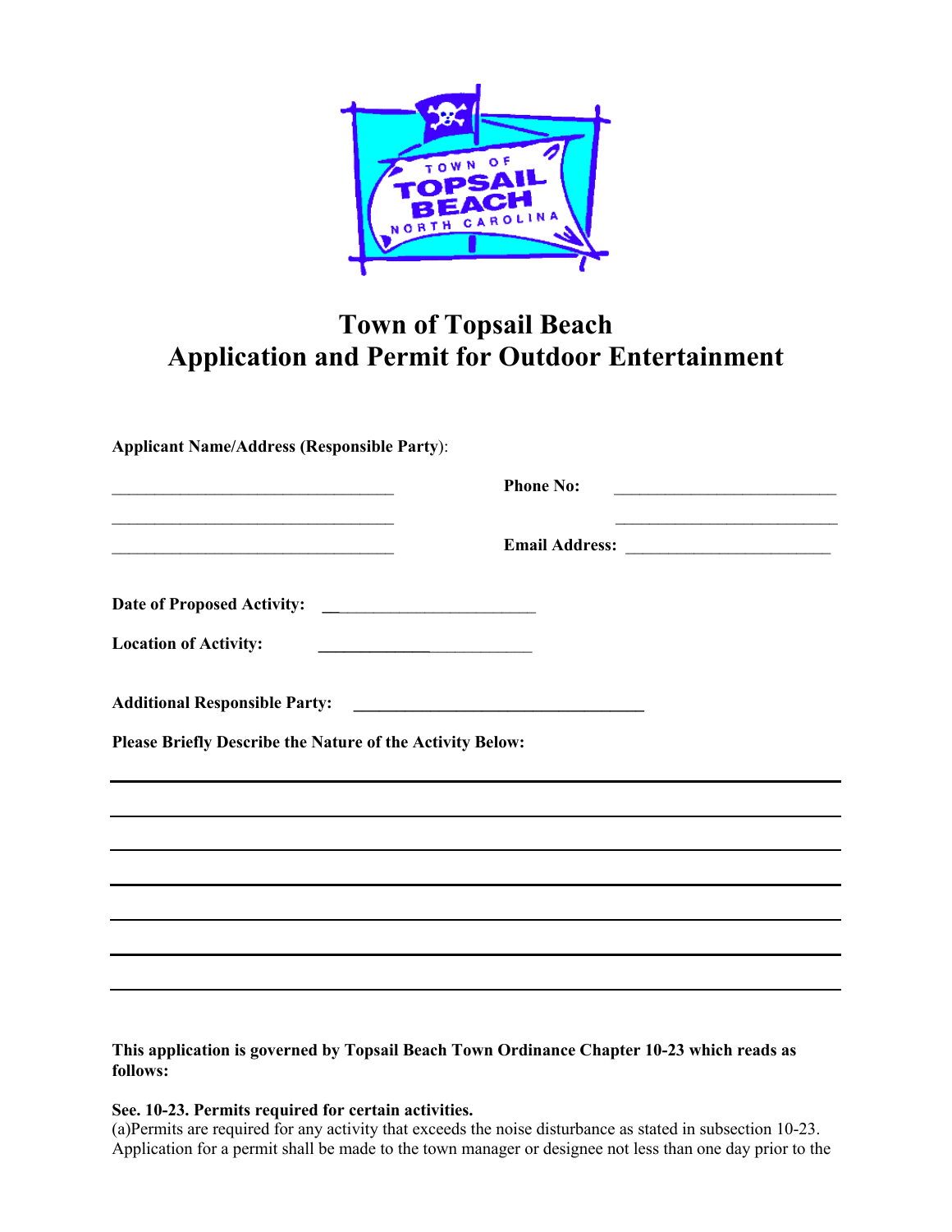# Town of Topsail Beach
# Application and Permit for Outdoor Entertainment

**Applicant Name/Address (Responsible Party)**:

_________________________________ **Phone No:** __________________________

_________________________________ __________________________

_________________________________ **Email Address:** ________________________

**Date of Proposed Activity:** ________________________

**Location of Activity:** ________________________

**Additional Responsible Party:** _________________________________

**Please Briefly Describe the Nature of the Activity Below:**

_______________________________________________________________________

_______________________________________________________________________

_______________________________________________________________________

_______________________________________________________________________

_______________________________________________________________________

_______________________________________________________________________

_______________________________________________________________________

**This application is governed by Topsail Beach Town Ordinance Chapter 10-23 which reads as follows:**

**See. 10-23. Permits required for certain activities.**
(a)Permits are required for any activity that exceeds the noise disturbance as stated in subsection 10-23. Application for a permit shall be made to the town manager or designee not less than one day prior to the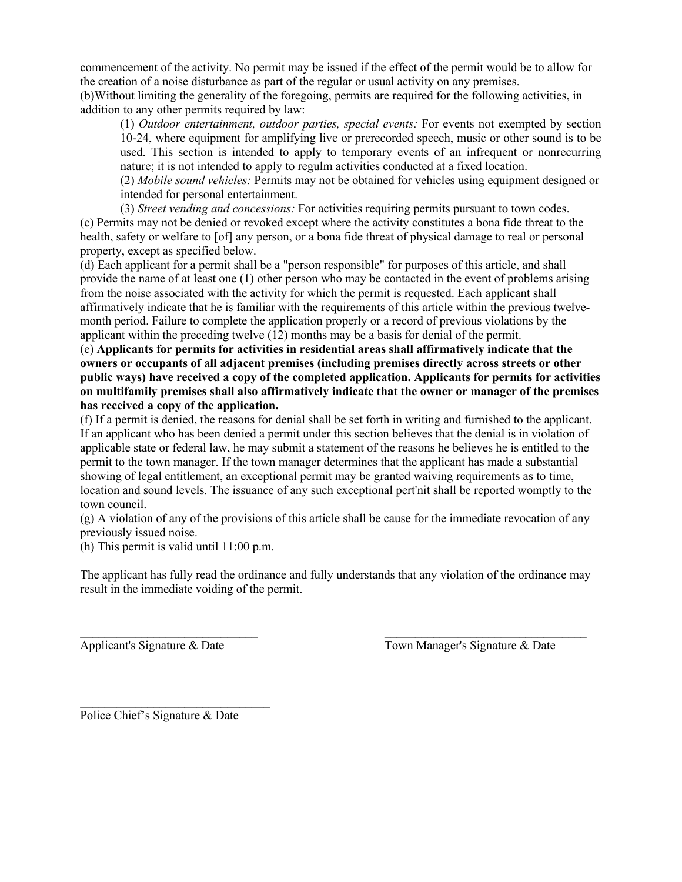commencement of the activity. No permit may be issued if the effect of the permit would be to allow for the creation of a noise disturbance as part of the regular or usual activity on any premises.

(b)Without limiting the generality of the foregoing, permits are required for the following activities, in addition to any other permits required by law:

(1) *Outdoor entertainment, outdoor parties, special events:* For events not exempted by section 10-24, where equipment for amplifying live or prerecorded speech, music or other sound is to be used. This section is intended to apply to temporary events of an infrequent or nonrecurring nature; it is not intended to apply to regulm activities conducted at a fixed location.

(2) *Mobile sound vehicles:* Permits may not be obtained for vehicles using equipment designed or intended for personal entertainment.

(3) *Street vending and concessions:* For activities requiring permits pursuant to town codes.

(c) Permits may not be denied or revoked except where the activity constitutes a bona fide threat to the health, safety or welfare to [of] any person, or a bona fide threat of physical damage to real or personal property, except as specified below.

(d) Each applicant for a permit shall be a "person responsible" for purposes of this article, and shall provide the name of at least one (1) other person who may be contacted in the event of problems arising from the noise associated with the activity for which the permit is requested. Each applicant shall affirmatively indicate that he is familiar with the requirements of this article within the previous twelve-month period. Failure to complete the application properly or a record of previous violations by the applicant within the preceding twelve (12) months may be a basis for denial of the permit.

(e) **Applicants for permits for activities in residential areas shall affirmatively indicate that the owners or occupants of all adjacent premises (including premises directly across streets or other public ways) have received a copy of the completed application. Applicants for permits for activities on multifamily premises shall also affirmatively indicate that the owner or manager of the premises has received a copy of the application.**

(f) If a permit is denied, the reasons for denial shall be set forth in writing and furnished to the applicant. If an applicant who has been denied a permit under this section believes that the denial is in violation of applicable state or federal law, he may submit a statement of the reasons he believes he is entitled to the permit to the town manager. If the town manager determines that the applicant has made a substantial showing of legal entitlement, an exceptional permit may be granted waiving requirements as to time, location and sound levels. The issuance of any such exceptional pert'nit shall be reported womptly to the town council.

(g) A violation of any of the provisions of this article shall be cause for the immediate revocation of any previously issued noise.

(h) This permit is valid until 11:00 p.m.

The applicant has fully read the ordinance and fully understands that any violation of the ordinance may result in the immediate voiding of the permit.

______________________________ Applicant's Signature & Date

______________________________ Town Manager's Signature & Date

______________________________ Police Chief's Signature & Date